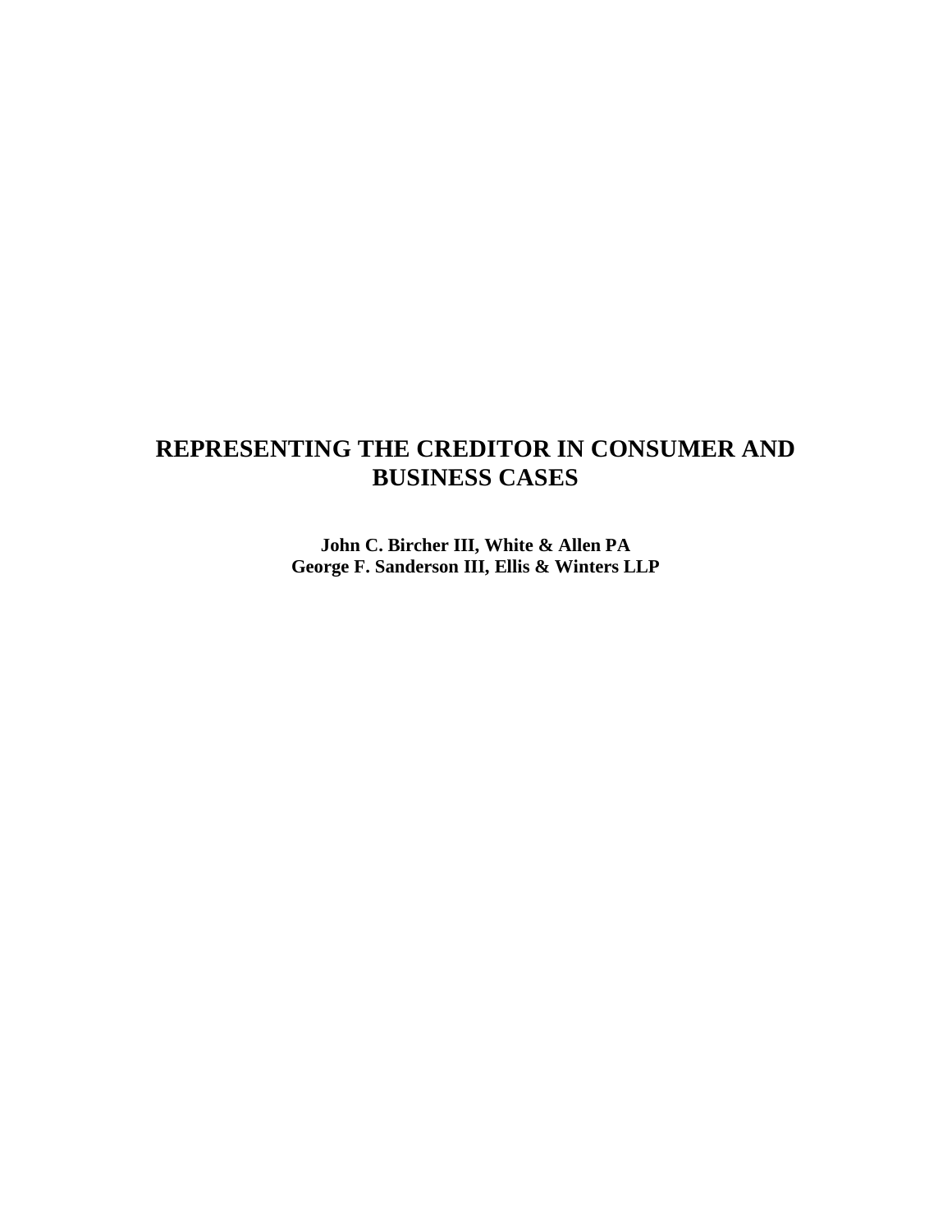# REPRESENTING THE CREDITOR IN CONSUMER AND BUSINESS CASES

**John C. Bircher III, White & Allen PA**
**George F. Sanderson III, Ellis & Winters LLP**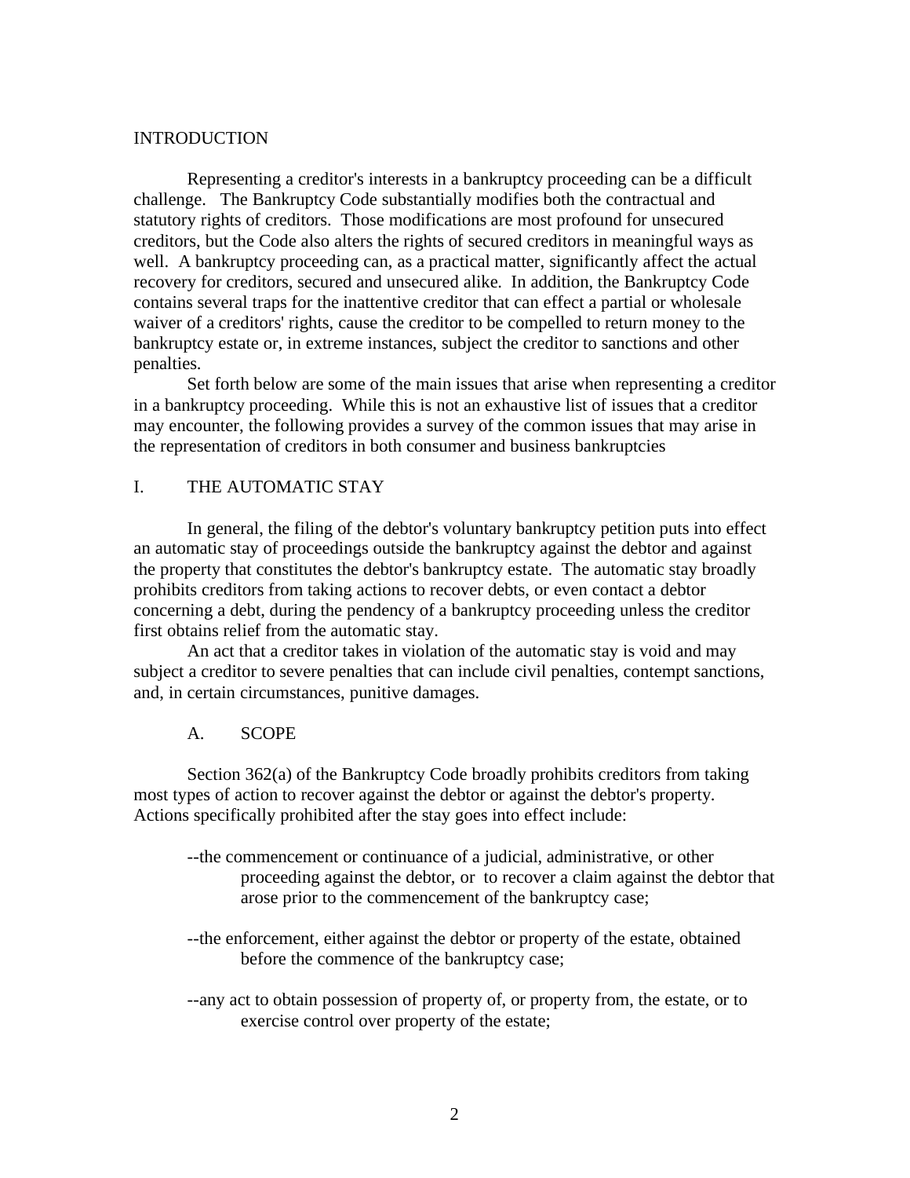## INTRODUCTION

Representing a creditor's interests in a bankruptcy proceeding can be a difficult challenge. The Bankruptcy Code substantially modifies both the contractual and statutory rights of creditors. Those modifications are most profound for unsecured creditors, but the Code also alters the rights of secured creditors in meaningful ways as well. A bankruptcy proceeding can, as a practical matter, significantly affect the actual recovery for creditors, secured and unsecured alike. In addition, the Bankruptcy Code contains several traps for the inattentive creditor that can effect a partial or wholesale waiver of a creditors' rights, cause the creditor to be compelled to return money to the bankruptcy estate or, in extreme instances, subject the creditor to sanctions and other penalties.

Set forth below are some of the main issues that arise when representing a creditor in a bankruptcy proceeding. While this is not an exhaustive list of issues that a creditor may encounter, the following provides a survey of the common issues that may arise in the representation of creditors in both consumer and business bankruptcies

## I. THE AUTOMATIC STAY

In general, the filing of the debtor's voluntary bankruptcy petition puts into effect an automatic stay of proceedings outside the bankruptcy against the debtor and against the property that constitutes the debtor's bankruptcy estate. The automatic stay broadly prohibits creditors from taking actions to recover debts, or even contact a debtor concerning a debt, during the pendency of a bankruptcy proceeding unless the creditor first obtains relief from the automatic stay.

An act that a creditor takes in violation of the automatic stay is void and may subject a creditor to severe penalties that can include civil penalties, contempt sanctions, and, in certain circumstances, punitive damages.

### A. SCOPE

Section 362(a) of the Bankruptcy Code broadly prohibits creditors from taking most types of action to recover against the debtor or against the debtor's property. Actions specifically prohibited after the stay goes into effect include:

--the commencement or continuance of a judicial, administrative, or other proceeding against the debtor, or to recover a claim against the debtor that arose prior to the commencement of the bankruptcy case;

--the enforcement, either against the debtor or property of the estate, obtained before the commence of the bankruptcy case;

--any act to obtain possession of property of, or property from, the estate, or to exercise control over property of the estate;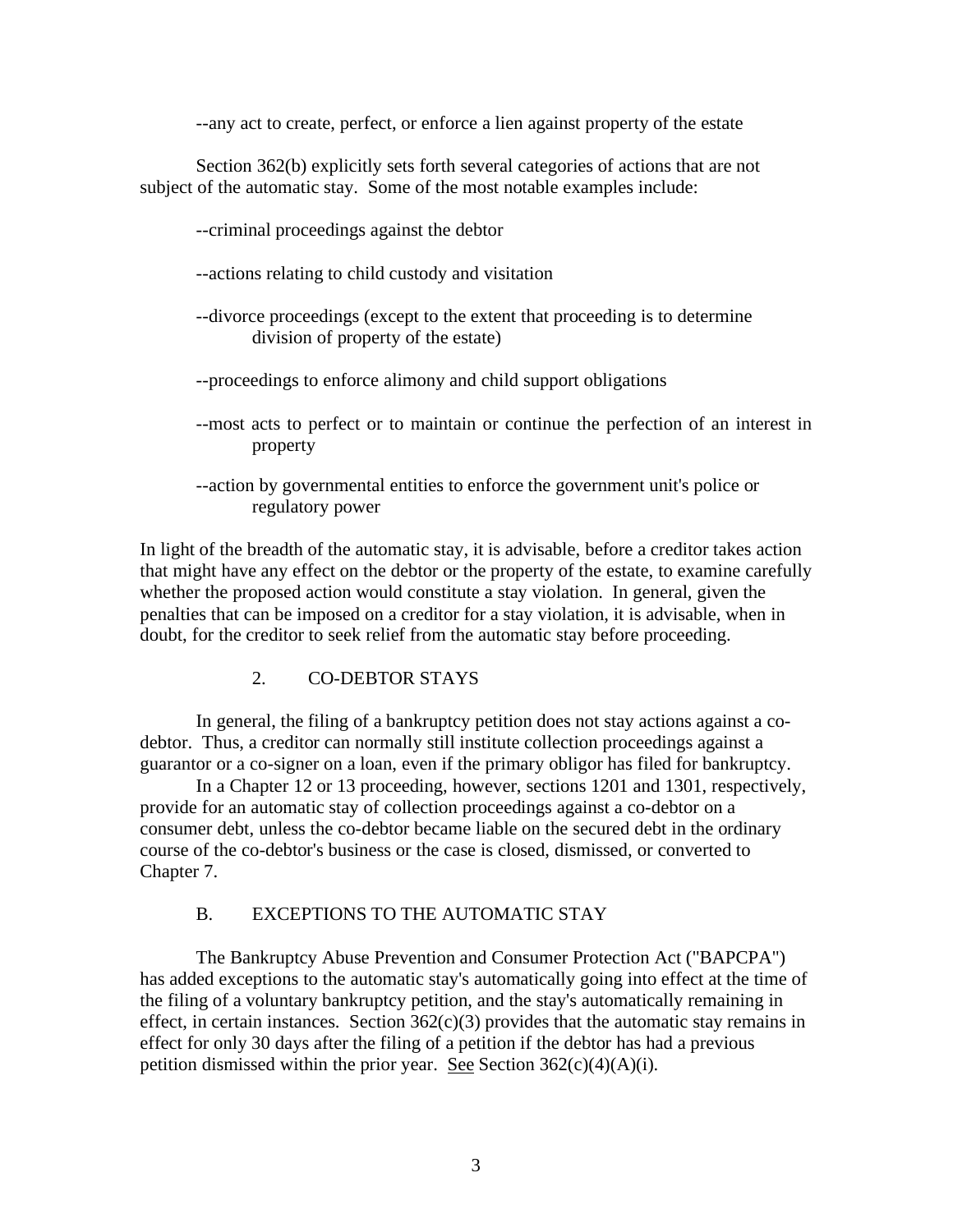--any act to create, perfect, or enforce a lien against property of the estate

Section 362(b) explicitly sets forth several categories of actions that are not subject of the automatic stay. Some of the most notable examples include:

--criminal proceedings against the debtor

--actions relating to child custody and visitation

--divorce proceedings (except to the extent that proceeding is to determine division of property of the estate)

--proceedings to enforce alimony and child support obligations

--most acts to perfect or to maintain or continue the perfection of an interest in property

--action by governmental entities to enforce the government unit's police or regulatory power

In light of the breadth of the automatic stay, it is advisable, before a creditor takes action that might have any effect on the debtor or the property of the estate, to examine carefully whether the proposed action would constitute a stay violation. In general, given the penalties that can be imposed on a creditor for a stay violation, it is advisable, when in doubt, for the creditor to seek relief from the automatic stay before proceeding.

### 2. CO-DEBTOR STAYS

In general, the filing of a bankruptcy petition does not stay actions against a co-debtor. Thus, a creditor can normally still institute collection proceedings against a guarantor or a co-signer on a loan, even if the primary obligor has filed for bankruptcy.

In a Chapter 12 or 13 proceeding, however, sections 1201 and 1301, respectively, provide for an automatic stay of collection proceedings against a co-debtor on a consumer debt, unless the co-debtor became liable on the secured debt in the ordinary course of the co-debtor's business or the case is closed, dismissed, or converted to Chapter 7.

## B. EXCEPTIONS TO THE AUTOMATIC STAY

The Bankruptcy Abuse Prevention and Consumer Protection Act ("BAPCPA") has added exceptions to the automatic stay's automatically going into effect at the time of the filing of a voluntary bankruptcy petition, and the stay's automatically remaining in effect, in certain instances. Section 362(c)(3) provides that the automatic stay remains in effect for only 30 days after the filing of a petition if the debtor has had a previous petition dismissed within the prior year. See Section 362(c)(4)(A)(i).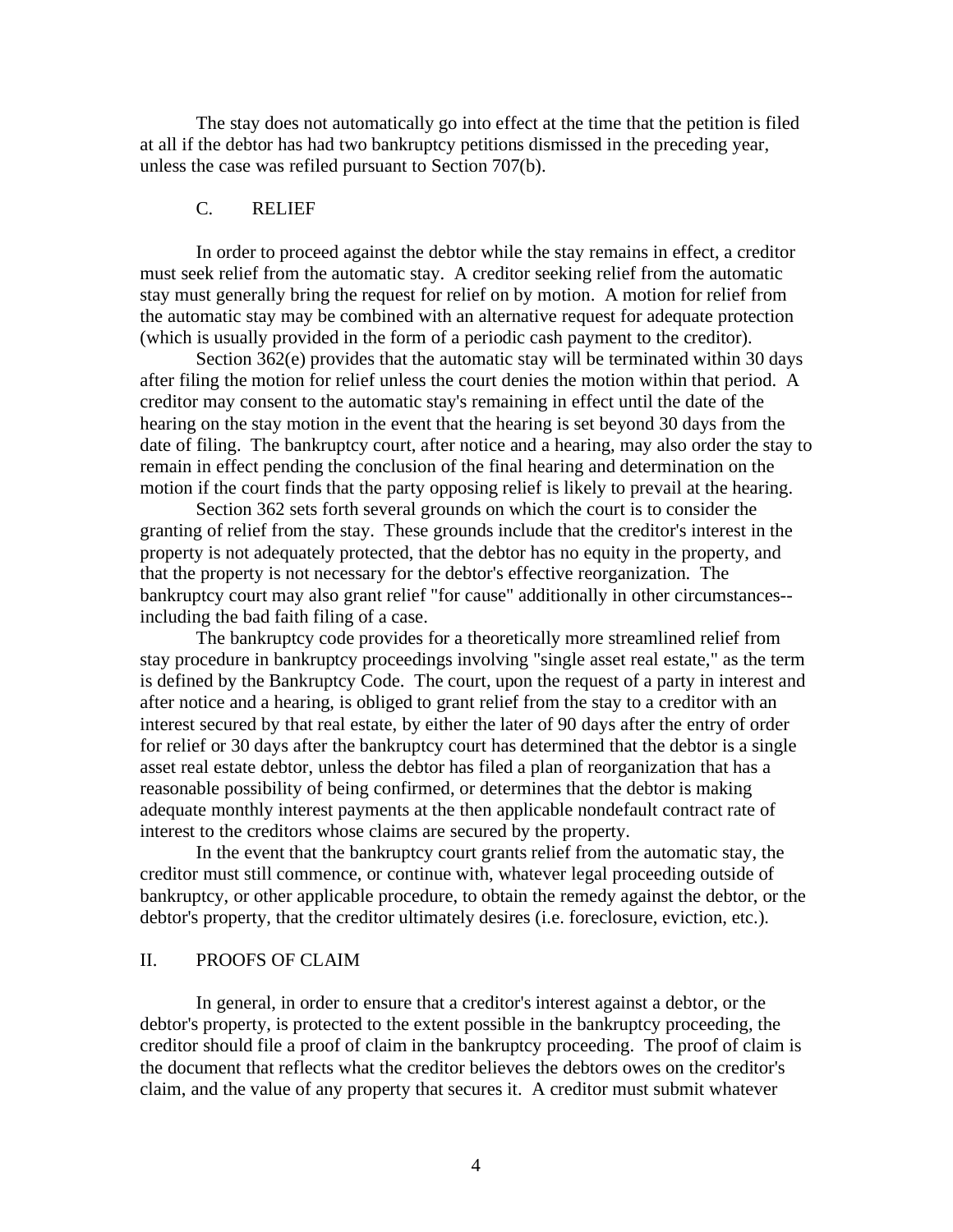The stay does not automatically go into effect at the time that the petition is filed at all if the debtor has had two bankruptcy petitions dismissed in the preceding year, unless the case was refiled pursuant to Section 707(b).

### C. RELIEF

In order to proceed against the debtor while the stay remains in effect, a creditor must seek relief from the automatic stay. A creditor seeking relief from the automatic stay must generally bring the request for relief on by motion. A motion for relief from the automatic stay may be combined with an alternative request for adequate protection (which is usually provided in the form of a periodic cash payment to the creditor).

Section 362(e) provides that the automatic stay will be terminated within 30 days after filing the motion for relief unless the court denies the motion within that period. A creditor may consent to the automatic stay's remaining in effect until the date of the hearing on the stay motion in the event that the hearing is set beyond 30 days from the date of filing. The bankruptcy court, after notice and a hearing, may also order the stay to remain in effect pending the conclusion of the final hearing and determination on the motion if the court finds that the party opposing relief is likely to prevail at the hearing.

Section 362 sets forth several grounds on which the court is to consider the granting of relief from the stay. These grounds include that the creditor's interest in the property is not adequately protected, that the debtor has no equity in the property, and that the property is not necessary for the debtor's effective reorganization. The bankruptcy court may also grant relief "for cause" additionally in other circumstances--including the bad faith filing of a case.

The bankruptcy code provides for a theoretically more streamlined relief from stay procedure in bankruptcy proceedings involving "single asset real estate," as the term is defined by the Bankruptcy Code. The court, upon the request of a party in interest and after notice and a hearing, is obliged to grant relief from the stay to a creditor with an interest secured by that real estate, by either the later of 90 days after the entry of order for relief or 30 days after the bankruptcy court has determined that the debtor is a single asset real estate debtor, unless the debtor has filed a plan of reorganization that has a reasonable possibility of being confirmed, or determines that the debtor is making adequate monthly interest payments at the then applicable nondefault contract rate of interest to the creditors whose claims are secured by the property.

In the event that the bankruptcy court grants relief from the automatic stay, the creditor must still commence, or continue with, whatever legal proceeding outside of bankruptcy, or other applicable procedure, to obtain the remedy against the debtor, or the debtor's property, that the creditor ultimately desires (i.e. foreclosure, eviction, etc.).

## II. PROOFS OF CLAIM

In general, in order to ensure that a creditor's interest against a debtor, or the debtor's property, is protected to the extent possible in the bankruptcy proceeding, the creditor should file a proof of claim in the bankruptcy proceeding. The proof of claim is the document that reflects what the creditor believes the debtors owes on the creditor's claim, and the value of any property that secures it. A creditor must submit whatever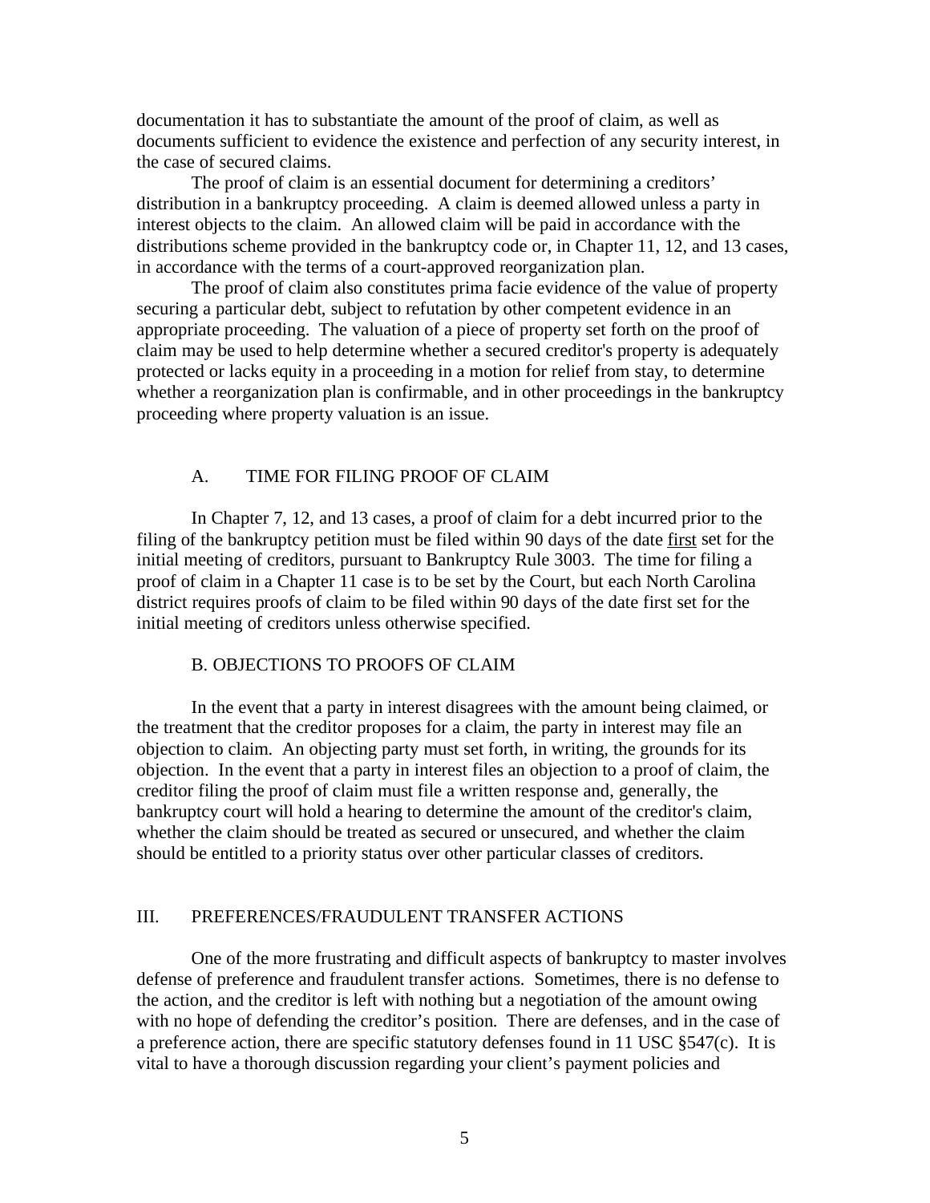documentation it has to substantiate the amount of the proof of claim, as well as documents sufficient to evidence the existence and perfection of any security interest, in the case of secured claims.

The proof of claim is an essential document for determining a creditors' distribution in a bankruptcy proceeding. A claim is deemed allowed unless a party in interest objects to the claim. An allowed claim will be paid in accordance with the distributions scheme provided in the bankruptcy code or, in Chapter 11, 12, and 13 cases, in accordance with the terms of a court-approved reorganization plan.

The proof of claim also constitutes prima facie evidence of the value of property securing a particular debt, subject to refutation by other competent evidence in an appropriate proceeding. The valuation of a piece of property set forth on the proof of claim may be used to help determine whether a secured creditor's property is adequately protected or lacks equity in a proceeding in a motion for relief from stay, to determine whether a reorganization plan is confirmable, and in other proceedings in the bankruptcy proceeding where property valuation is an issue.

### A. TIME FOR FILING PROOF OF CLAIM

In Chapter 7, 12, and 13 cases, a proof of claim for a debt incurred prior to the filing of the bankruptcy petition must be filed within 90 days of the date <u>first</u> set for the initial meeting of creditors, pursuant to Bankruptcy Rule 3003. The time for filing a proof of claim in a Chapter 11 case is to be set by the Court, but each North Carolina district requires proofs of claim to be filed within 90 days of the date first set for the initial meeting of creditors unless otherwise specified.

### B. OBJECTIONS TO PROOFS OF CLAIM

In the event that a party in interest disagrees with the amount being claimed, or the treatment that the creditor proposes for a claim, the party in interest may file an objection to claim. An objecting party must set forth, in writing, the grounds for its objection. In the event that a party in interest files an objection to a proof of claim, the creditor filing the proof of claim must file a written response and, generally, the bankruptcy court will hold a hearing to determine the amount of the creditor's claim, whether the claim should be treated as secured or unsecured, and whether the claim should be entitled to a priority status over other particular classes of creditors.

## III. PREFERENCES/FRAUDULENT TRANSFER ACTIONS

One of the more frustrating and difficult aspects of bankruptcy to master involves defense of preference and fraudulent transfer actions. Sometimes, there is no defense to the action, and the creditor is left with nothing but a negotiation of the amount owing with no hope of defending the creditor's position. There are defenses, and in the case of a preference action, there are specific statutory defenses found in 11 USC §547(c). It is vital to have a thorough discussion regarding your client's payment policies and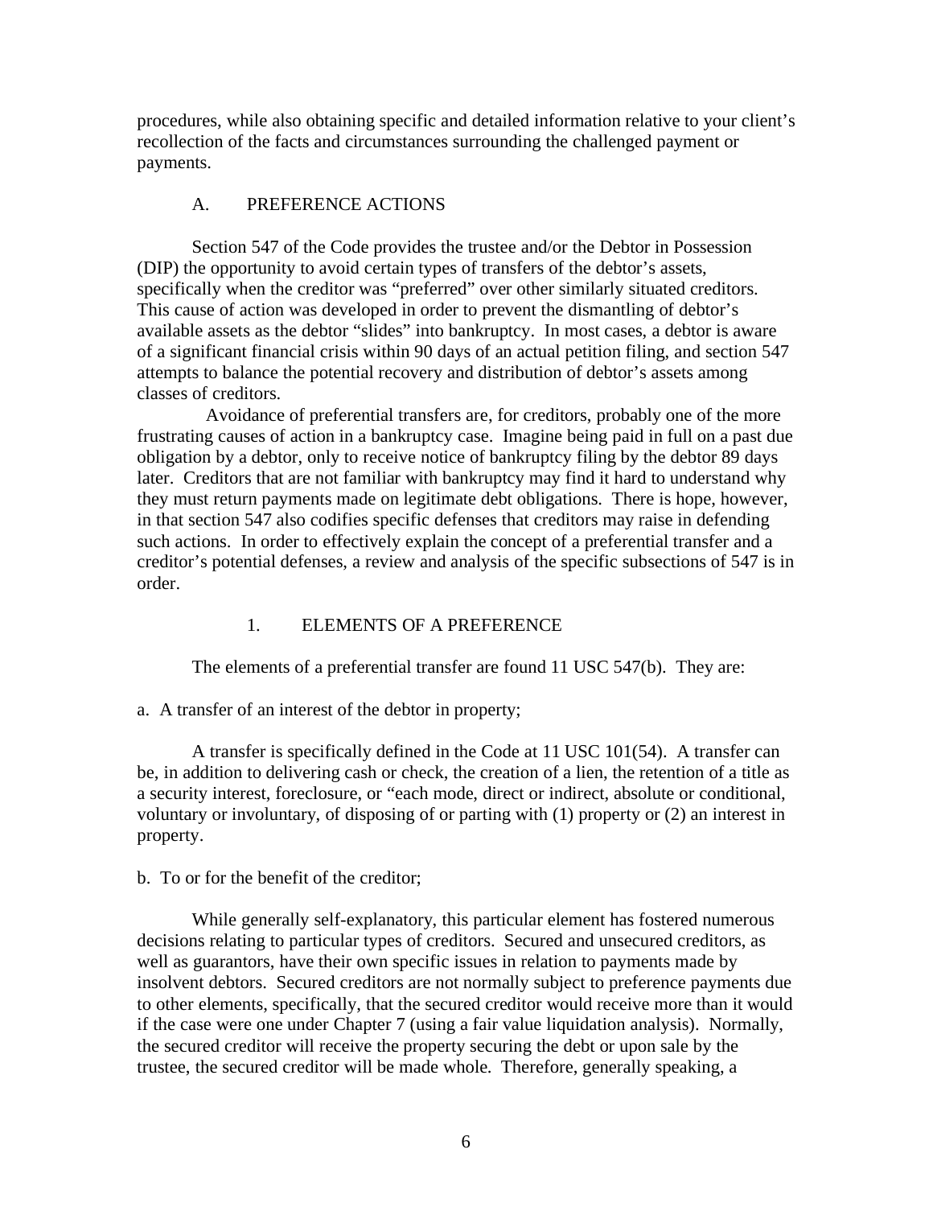procedures, while also obtaining specific and detailed information relative to your client's recollection of the facts and circumstances surrounding the challenged payment or payments.

## A. PREFERENCE ACTIONS

Section 547 of the Code provides the trustee and/or the Debtor in Possession (DIP) the opportunity to avoid certain types of transfers of the debtor's assets, specifically when the creditor was "preferred" over other similarly situated creditors. This cause of action was developed in order to prevent the dismantling of debtor's available assets as the debtor "slides" into bankruptcy. In most cases, a debtor is aware of a significant financial crisis within 90 days of an actual petition filing, and section 547 attempts to balance the potential recovery and distribution of debtor's assets among classes of creditors.

Avoidance of preferential transfers are, for creditors, probably one of the more frustrating causes of action in a bankruptcy case. Imagine being paid in full on a past due obligation by a debtor, only to receive notice of bankruptcy filing by the debtor 89 days later. Creditors that are not familiar with bankruptcy may find it hard to understand why they must return payments made on legitimate debt obligations. There is hope, however, in that section 547 also codifies specific defenses that creditors may raise in defending such actions. In order to effectively explain the concept of a preferential transfer and a creditor's potential defenses, a review and analysis of the specific subsections of 547 is in order.

### 1. ELEMENTS OF A PREFERENCE

The elements of a preferential transfer are found 11 USC 547(b). They are:

a. A transfer of an interest of the debtor in property;

A transfer is specifically defined in the Code at 11 USC 101(54). A transfer can be, in addition to delivering cash or check, the creation of a lien, the retention of a title as a security interest, foreclosure, or "each mode, direct or indirect, absolute or conditional, voluntary or involuntary, of disposing of or parting with (1) property or (2) an interest in property.

b. To or for the benefit of the creditor;

While generally self-explanatory, this particular element has fostered numerous decisions relating to particular types of creditors. Secured and unsecured creditors, as well as guarantors, have their own specific issues in relation to payments made by insolvent debtors. Secured creditors are not normally subject to preference payments due to other elements, specifically, that the secured creditor would receive more than it would if the case were one under Chapter 7 (using a fair value liquidation analysis). Normally, the secured creditor will receive the property securing the debt or upon sale by the trustee, the secured creditor will be made whole. Therefore, generally speaking, a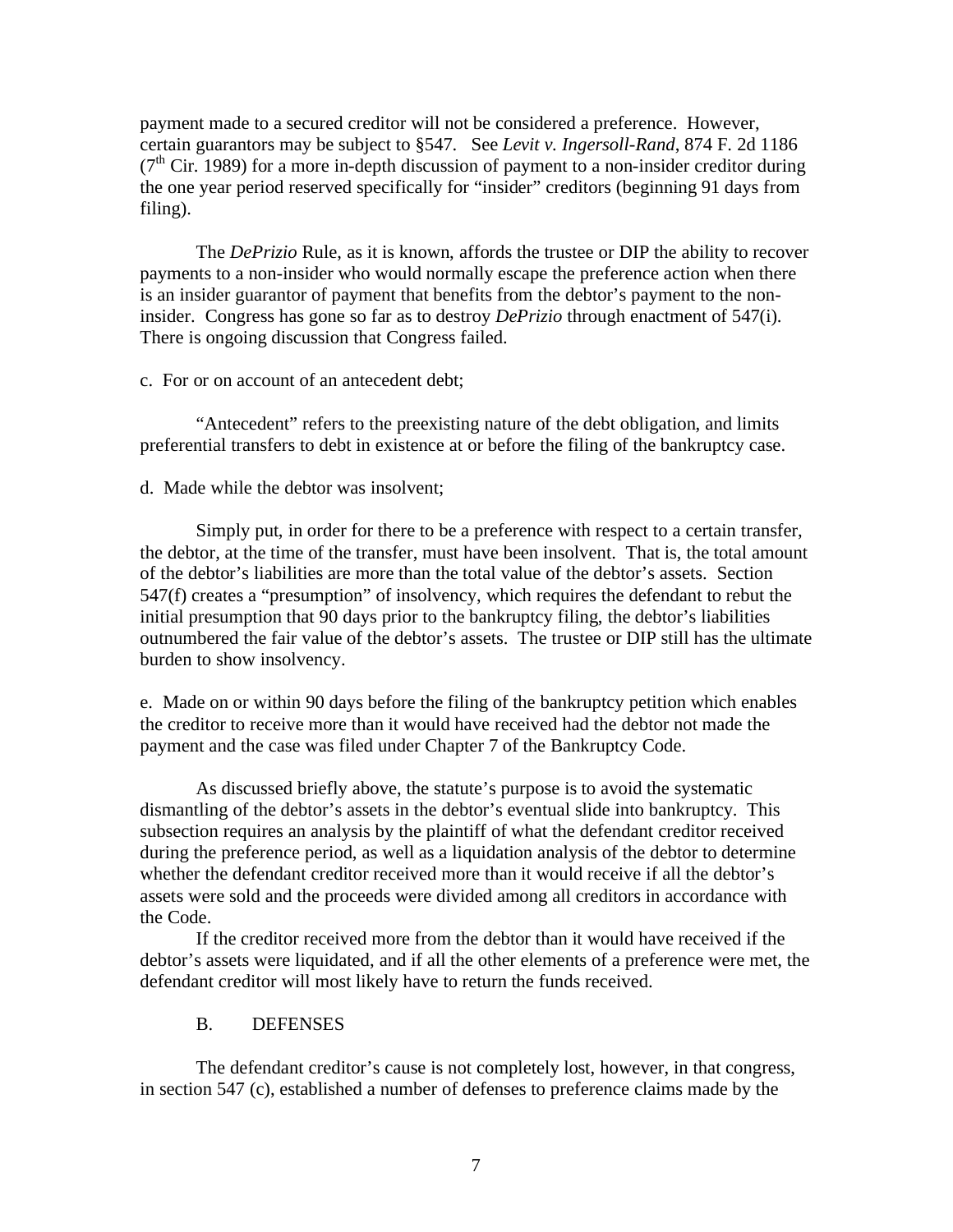payment made to a secured creditor will not be considered a preference. However, certain guarantors may be subject to §547. See *Levit v. Ingersoll-Rand*, 874 F. 2d 1186 (7th Cir. 1989) for a more in-depth discussion of payment to a non-insider creditor during the one year period reserved specifically for "insider" creditors (beginning 91 days from filing).

The *DePrizio* Rule, as it is known, affords the trustee or DIP the ability to recover payments to a non-insider who would normally escape the preference action when there is an insider guarantor of payment that benefits from the debtor's payment to the non-insider. Congress has gone so far as to destroy *DePrizio* through enactment of 547(i). There is ongoing discussion that Congress failed.

c. For or on account of an antecedent debt;

"Antecedent" refers to the preexisting nature of the debt obligation, and limits preferential transfers to debt in existence at or before the filing of the bankruptcy case.

d. Made while the debtor was insolvent;

Simply put, in order for there to be a preference with respect to a certain transfer, the debtor, at the time of the transfer, must have been insolvent. That is, the total amount of the debtor's liabilities are more than the total value of the debtor's assets. Section 547(f) creates a "presumption" of insolvency, which requires the defendant to rebut the initial presumption that 90 days prior to the bankruptcy filing, the debtor's liabilities outnumbered the fair value of the debtor's assets. The trustee or DIP still has the ultimate burden to show insolvency.

e. Made on or within 90 days before the filing of the bankruptcy petition which enables the creditor to receive more than it would have received had the debtor not made the payment and the case was filed under Chapter 7 of the Bankruptcy Code.

As discussed briefly above, the statute's purpose is to avoid the systematic dismantling of the debtor's assets in the debtor's eventual slide into bankruptcy. This subsection requires an analysis by the plaintiff of what the defendant creditor received during the preference period, as well as a liquidation analysis of the debtor to determine whether the defendant creditor received more than it would receive if all the debtor's assets were sold and the proceeds were divided among all creditors in accordance with the Code.

If the creditor received more from the debtor than it would have received if the debtor's assets were liquidated, and if all the other elements of a preference were met, the defendant creditor will most likely have to return the funds received.

## B. DEFENSES

The defendant creditor's cause is not completely lost, however, in that congress, in section 547 (c), established a number of defenses to preference claims made by the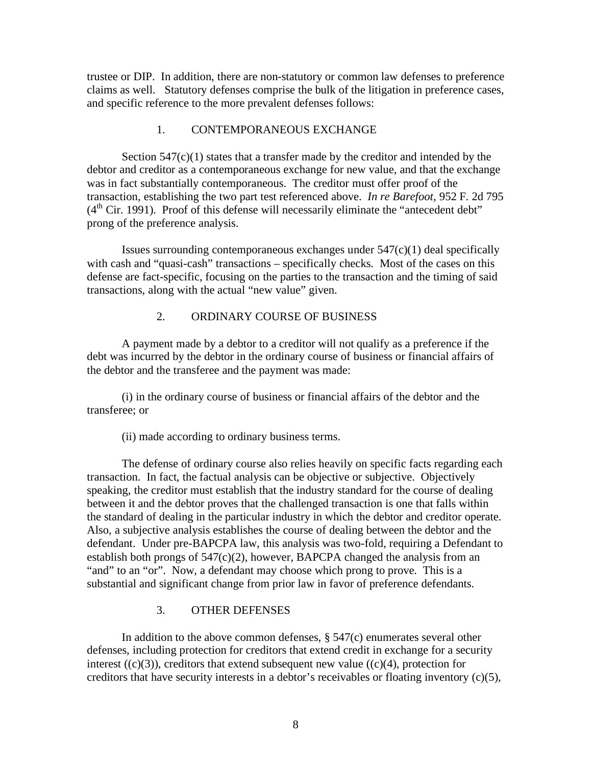trustee or DIP. In addition, there are non-statutory or common law defenses to preference claims as well. Statutory defenses comprise the bulk of the litigation in preference cases, and specific reference to the more prevalent defenses follows:

### 1. CONTEMPORANEOUS EXCHANGE

Section 547(c)(1) states that a transfer made by the creditor and intended by the debtor and creditor as a contemporaneous exchange for new value, and that the exchange was in fact substantially contemporaneous. The creditor must offer proof of the transaction, establishing the two part test referenced above. *In re Barefoot*, 952 F. 2d 795 (4th Cir. 1991). Proof of this defense will necessarily eliminate the "antecedent debt" prong of the preference analysis.

Issues surrounding contemporaneous exchanges under 547(c)(1) deal specifically with cash and "quasi-cash" transactions – specifically checks. Most of the cases on this defense are fact-specific, focusing on the parties to the transaction and the timing of said transactions, along with the actual "new value" given.

### 2. ORDINARY COURSE OF BUSINESS

A payment made by a debtor to a creditor will not qualify as a preference if the debt was incurred by the debtor in the ordinary course of business or financial affairs of the debtor and the transferee and the payment was made:

(i) in the ordinary course of business or financial affairs of the debtor and the transferee; or

(ii) made according to ordinary business terms.

The defense of ordinary course also relies heavily on specific facts regarding each transaction. In fact, the factual analysis can be objective or subjective. Objectively speaking, the creditor must establish that the industry standard for the course of dealing between it and the debtor proves that the challenged transaction is one that falls within the standard of dealing in the particular industry in which the debtor and creditor operate. Also, a subjective analysis establishes the course of dealing between the debtor and the defendant. Under pre-BAPCPA law, this analysis was two-fold, requiring a Defendant to establish both prongs of 547(c)(2), however, BAPCPA changed the analysis from an "and" to an "or". Now, a defendant may choose which prong to prove. This is a substantial and significant change from prior law in favor of preference defendants.

### 3. OTHER DEFENSES

In addition to the above common defenses, § 547(c) enumerates several other defenses, including protection for creditors that extend credit in exchange for a security interest ((c)(3)), creditors that extend subsequent new value ((c)(4), protection for creditors that have security interests in a debtor's receivables or floating inventory (c)(5),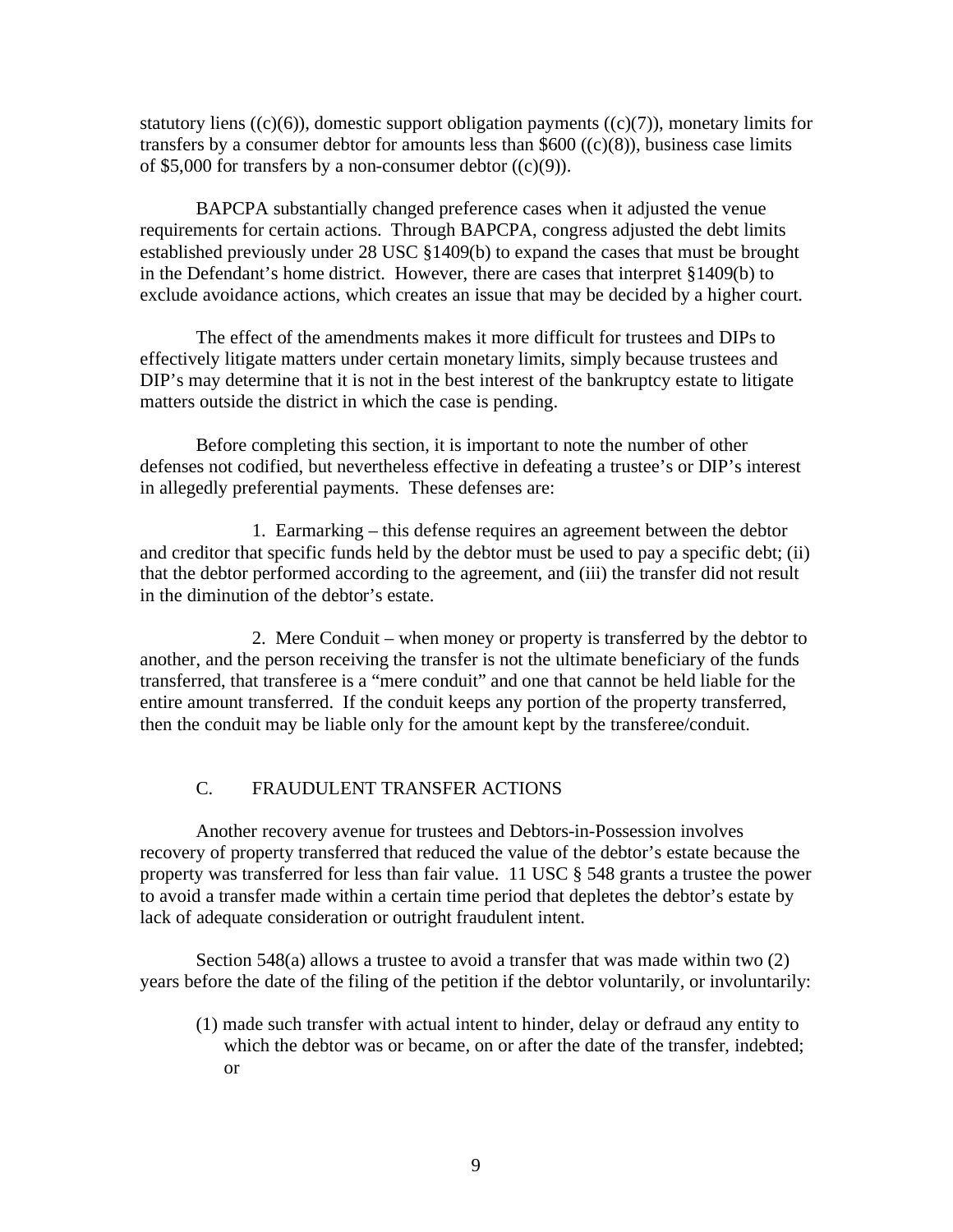statutory liens ((c)(6)), domestic support obligation payments ((c)(7)), monetary limits for transfers by a consumer debtor for amounts less than $600 ((c)(8)), business case limits of $5,000 for transfers by a non-consumer debtor ((c)(9)).

BAPCPA substantially changed preference cases when it adjusted the venue requirements for certain actions. Through BAPCPA, congress adjusted the debt limits established previously under 28 USC §1409(b) to expand the cases that must be brought in the Defendant's home district. However, there are cases that interpret §1409(b) to exclude avoidance actions, which creates an issue that may be decided by a higher court.

The effect of the amendments makes it more difficult for trustees and DIPs to effectively litigate matters under certain monetary limits, simply because trustees and DIP's may determine that it is not in the best interest of the bankruptcy estate to litigate matters outside the district in which the case is pending.

Before completing this section, it is important to note the number of other defenses not codified, but nevertheless effective in defeating a trustee's or DIP's interest in allegedly preferential payments. These defenses are:

1. Earmarking – this defense requires an agreement between the debtor and creditor that specific funds held by the debtor must be used to pay a specific debt; (ii) that the debtor performed according to the agreement, and (iii) the transfer did not result in the diminution of the debtor's estate.

2. Mere Conduit – when money or property is transferred by the debtor to another, and the person receiving the transfer is not the ultimate beneficiary of the funds transferred, that transferee is a "mere conduit" and one that cannot be held liable for the entire amount transferred. If the conduit keeps any portion of the property transferred, then the conduit may be liable only for the amount kept by the transferee/conduit.

## C. FRAUDULENT TRANSFER ACTIONS

Another recovery avenue for trustees and Debtors-in-Possession involves recovery of property transferred that reduced the value of the debtor's estate because the property was transferred for less than fair value. 11 USC § 548 grants a trustee the power to avoid a transfer made within a certain time period that depletes the debtor's estate by lack of adequate consideration or outright fraudulent intent.

Section 548(a) allows a trustee to avoid a transfer that was made within two (2) years before the date of the filing of the petition if the debtor voluntarily, or involuntarily:

(1) made such transfer with actual intent to hinder, delay or defraud any entity to which the debtor was or became, on or after the date of the transfer, indebted; or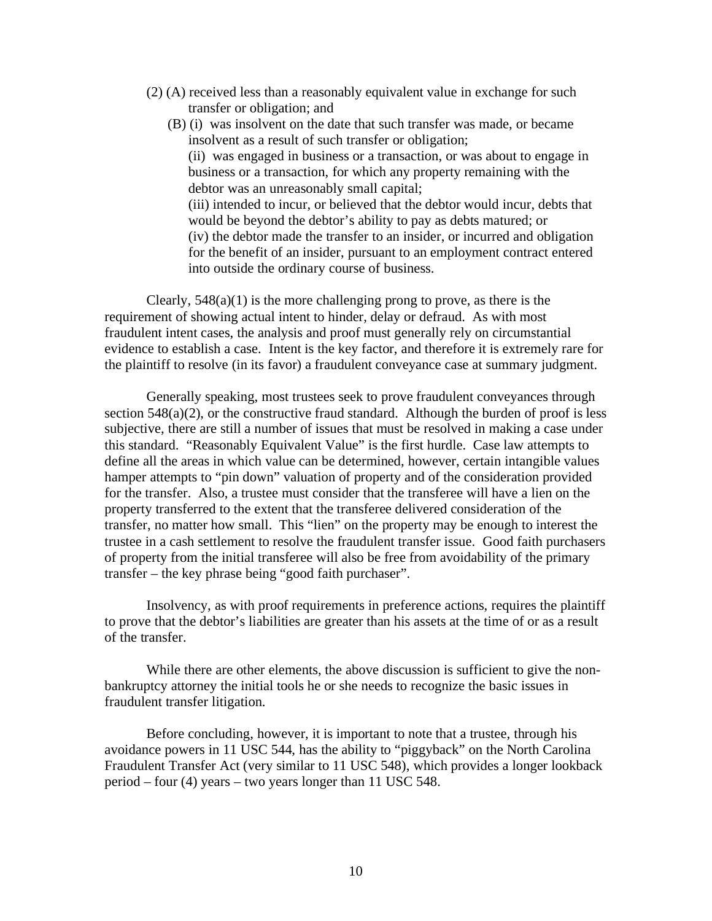(2) (A) received less than a reasonably equivalent value in exchange for such transfer or obligation; and

(B) (i) was insolvent on the date that such transfer was made, or became insolvent as a result of such transfer or obligation;

(ii) was engaged in business or a transaction, or was about to engage in business or a transaction, for which any property remaining with the debtor was an unreasonably small capital;

(iii) intended to incur, or believed that the debtor would incur, debts that would be beyond the debtor's ability to pay as debts matured; or

(iv) the debtor made the transfer to an insider, or incurred and obligation for the benefit of an insider, pursuant to an employment contract entered into outside the ordinary course of business.

Clearly, 548(a)(1) is the more challenging prong to prove, as there is the requirement of showing actual intent to hinder, delay or defraud. As with most fraudulent intent cases, the analysis and proof must generally rely on circumstantial evidence to establish a case. Intent is the key factor, and therefore it is extremely rare for the plaintiff to resolve (in its favor) a fraudulent conveyance case at summary judgment.

Generally speaking, most trustees seek to prove fraudulent conveyances through section 548(a)(2), or the constructive fraud standard. Although the burden of proof is less subjective, there are still a number of issues that must be resolved in making a case under this standard. "Reasonably Equivalent Value" is the first hurdle. Case law attempts to define all the areas in which value can be determined, however, certain intangible values hamper attempts to "pin down" valuation of property and of the consideration provided for the transfer. Also, a trustee must consider that the transferee will have a lien on the property transferred to the extent that the transferee delivered consideration of the transfer, no matter how small. This "lien" on the property may be enough to interest the trustee in a cash settlement to resolve the fraudulent transfer issue. Good faith purchasers of property from the initial transferee will also be free from avoidability of the primary transfer – the key phrase being "good faith purchaser".

Insolvency, as with proof requirements in preference actions, requires the plaintiff to prove that the debtor's liabilities are greater than his assets at the time of or as a result of the transfer.

While there are other elements, the above discussion is sufficient to give the non-bankruptcy attorney the initial tools he or she needs to recognize the basic issues in fraudulent transfer litigation.

Before concluding, however, it is important to note that a trustee, through his avoidance powers in 11 USC 544, has the ability to "piggyback" on the North Carolina Fraudulent Transfer Act (very similar to 11 USC 548), which provides a longer lookback period – four (4) years – two years longer than 11 USC 548.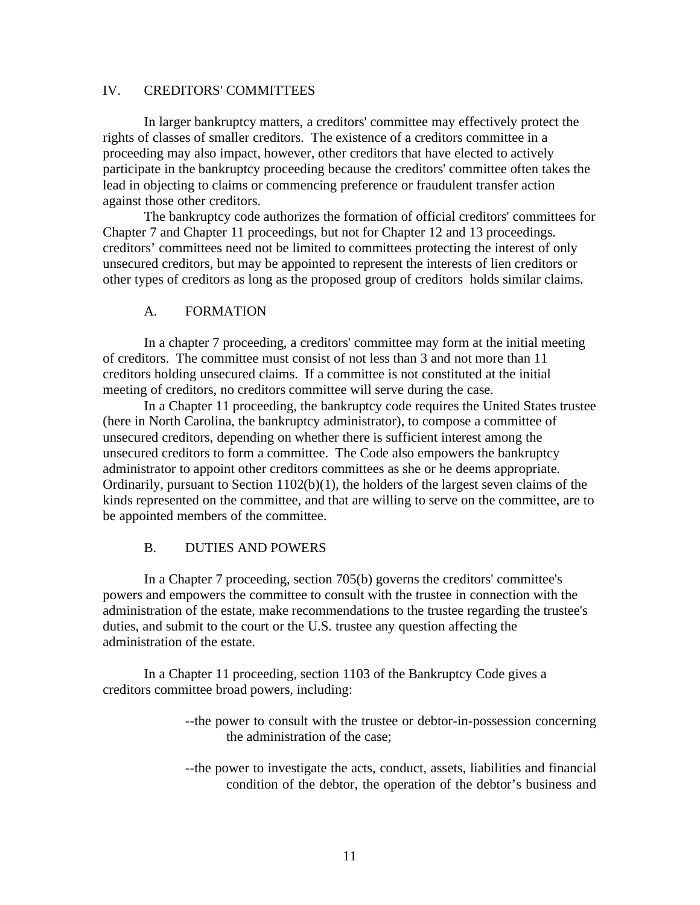## IV. CREDITORS' COMMITTEES

In larger bankruptcy matters, a creditors' committee may effectively protect the rights of classes of smaller creditors. The existence of a creditors committee in a proceeding may also impact, however, other creditors that have elected to actively participate in the bankruptcy proceeding because the creditors' committee often takes the lead in objecting to claims or commencing preference or fraudulent transfer action against those other creditors.

The bankruptcy code authorizes the formation of official creditors' committees for Chapter 7 and Chapter 11 proceedings, but not for Chapter 12 and 13 proceedings. creditors' committees need not be limited to committees protecting the interest of only unsecured creditors, but may be appointed to represent the interests of lien creditors or other types of creditors as long as the proposed group of creditors holds similar claims.

### A. FORMATION

In a chapter 7 proceeding, a creditors' committee may form at the initial meeting of creditors. The committee must consist of not less than 3 and not more than 11 creditors holding unsecured claims. If a committee is not constituted at the initial meeting of creditors, no creditors committee will serve during the case.

In a Chapter 11 proceeding, the bankruptcy code requires the United States trustee (here in North Carolina, the bankruptcy administrator), to compose a committee of unsecured creditors, depending on whether there is sufficient interest among the unsecured creditors to form a committee. The Code also empowers the bankruptcy administrator to appoint other creditors committees as she or he deems appropriate. Ordinarily, pursuant to Section 1102(b)(1), the holders of the largest seven claims of the kinds represented on the committee, and that are willing to serve on the committee, are to be appointed members of the committee.

### B. DUTIES AND POWERS

In a Chapter 7 proceeding, section 705(b) governs the creditors' committee's powers and empowers the committee to consult with the trustee in connection with the administration of the estate, make recommendations to the trustee regarding the trustee's duties, and submit to the court or the U.S. trustee any question affecting the administration of the estate.

In a Chapter 11 proceeding, section 1103 of the Bankruptcy Code gives a creditors committee broad powers, including:

--the power to consult with the trustee or debtor-in-possession concerning the administration of the case;

--the power to investigate the acts, conduct, assets, liabilities and financial condition of the debtor, the operation of the debtor's business and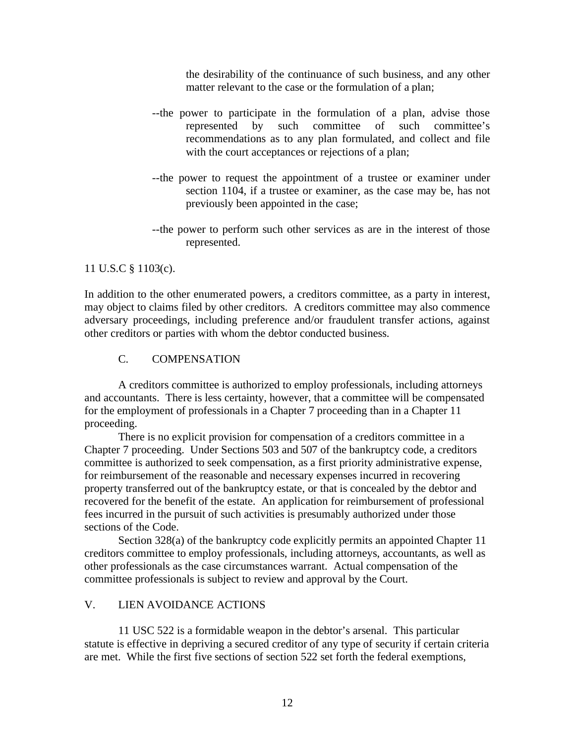the desirability of the continuance of such business, and any other matter relevant to the case or the formulation of a plan;

--the power to participate in the formulation of a plan, advise those represented by such committee of such committee's recommendations as to any plan formulated, and collect and file with the court acceptances or rejections of a plan;

--the power to request the appointment of a trustee or examiner under section 1104, if a trustee or examiner, as the case may be, has not previously been appointed in the case;

--the power to perform such other services as are in the interest of those represented.

11 U.S.C § 1103(c).

In addition to the other enumerated powers, a creditors committee, as a party in interest, may object to claims filed by other creditors. A creditors committee may also commence adversary proceedings, including preference and/or fraudulent transfer actions, against other creditors or parties with whom the debtor conducted business.

### C. COMPENSATION

A creditors committee is authorized to employ professionals, including attorneys and accountants. There is less certainty, however, that a committee will be compensated for the employment of professionals in a Chapter 7 proceeding than in a Chapter 11 proceeding.

There is no explicit provision for compensation of a creditors committee in a Chapter 7 proceeding. Under Sections 503 and 507 of the bankruptcy code, a creditors committee is authorized to seek compensation, as a first priority administrative expense, for reimbursement of the reasonable and necessary expenses incurred in recovering property transferred out of the bankruptcy estate, or that is concealed by the debtor and recovered for the benefit of the estate. An application for reimbursement of professional fees incurred in the pursuit of such activities is presumably authorized under those sections of the Code.

Section 328(a) of the bankruptcy code explicitly permits an appointed Chapter 11 creditors committee to employ professionals, including attorneys, accountants, as well as other professionals as the case circumstances warrant. Actual compensation of the committee professionals is subject to review and approval by the Court.

## V. LIEN AVOIDANCE ACTIONS

11 USC 522 is a formidable weapon in the debtor's arsenal. This particular statute is effective in depriving a secured creditor of any type of security if certain criteria are met. While the first five sections of section 522 set forth the federal exemptions,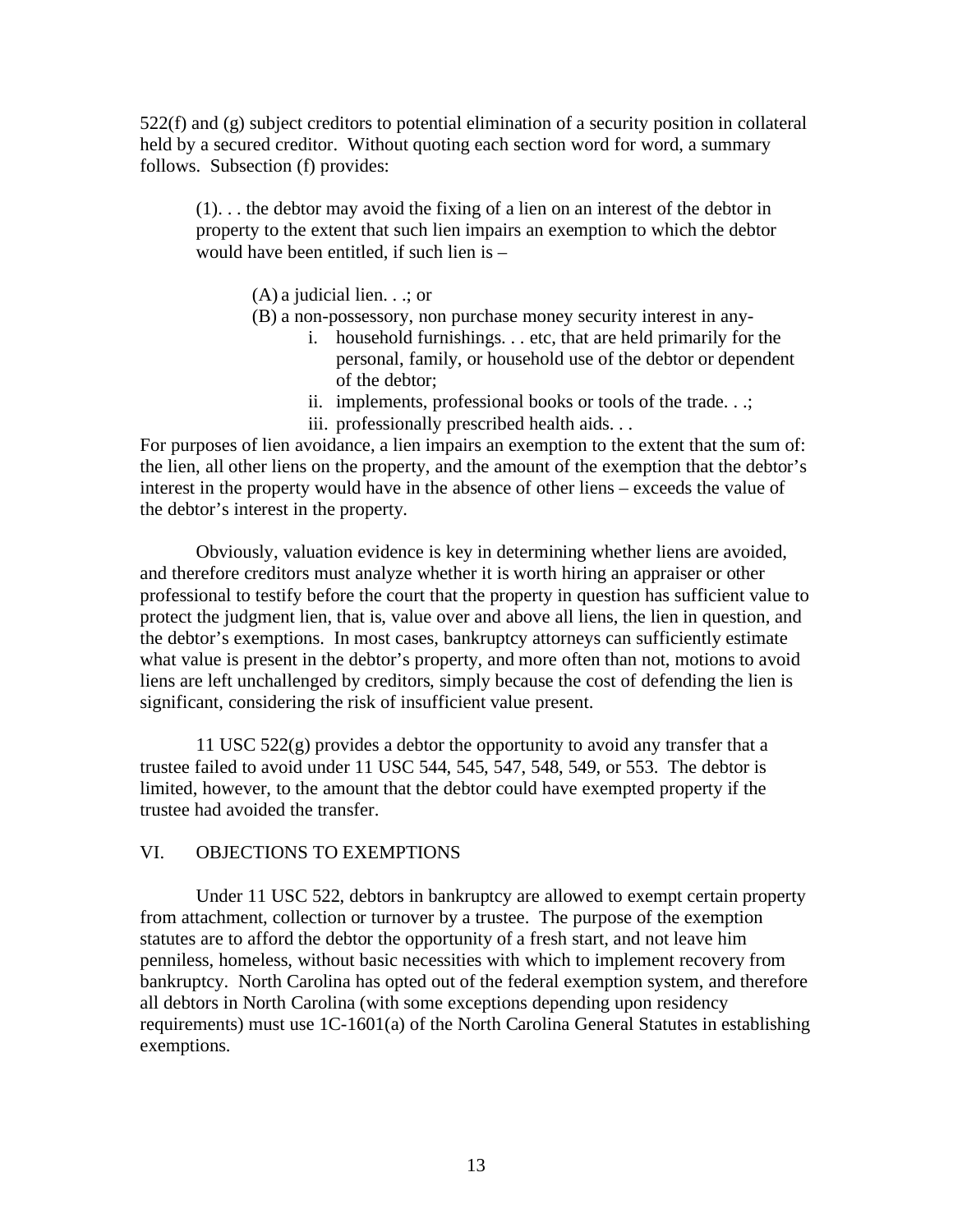522(f) and (g) subject creditors to potential elimination of a security position in collateral held by a secured creditor. Without quoting each section word for word, a summary follows. Subsection (f) provides:

> (1). . . the debtor may avoid the fixing of a lien on an interest of the debtor in property to the extent that such lien impairs an exemption to which the debtor would have been entitled, if such lien is –
>
> (A) a judicial lien. . .; or
>
> (B) a non-possessory, non purchase money security interest in any-
>
> i. household furnishings. . . etc, that are held primarily for the personal, family, or household use of the debtor or dependent of the debtor;
>
> ii. implements, professional books or tools of the trade. . .;
>
> iii. professionally prescribed health aids. . .

For purposes of lien avoidance, a lien impairs an exemption to the extent that the sum of: the lien, all other liens on the property, and the amount of the exemption that the debtor's interest in the property would have in the absence of other liens – exceeds the value of the debtor's interest in the property.

Obviously, valuation evidence is key in determining whether liens are avoided, and therefore creditors must analyze whether it is worth hiring an appraiser or other professional to testify before the court that the property in question has sufficient value to protect the judgment lien, that is, value over and above all liens, the lien in question, and the debtor's exemptions. In most cases, bankruptcy attorneys can sufficiently estimate what value is present in the debtor's property, and more often than not, motions to avoid liens are left unchallenged by creditors, simply because the cost of defending the lien is significant, considering the risk of insufficient value present.

11 USC 522(g) provides a debtor the opportunity to avoid any transfer that a trustee failed to avoid under 11 USC 544, 545, 547, 548, 549, or 553. The debtor is limited, however, to the amount that the debtor could have exempted property if the trustee had avoided the transfer.

## VI. OBJECTIONS TO EXEMPTIONS

Under 11 USC 522, debtors in bankruptcy are allowed to exempt certain property from attachment, collection or turnover by a trustee. The purpose of the exemption statutes are to afford the debtor the opportunity of a fresh start, and not leave him penniless, homeless, without basic necessities with which to implement recovery from bankruptcy. North Carolina has opted out of the federal exemption system, and therefore all debtors in North Carolina (with some exceptions depending upon residency requirements) must use 1C-1601(a) of the North Carolina General Statutes in establishing exemptions.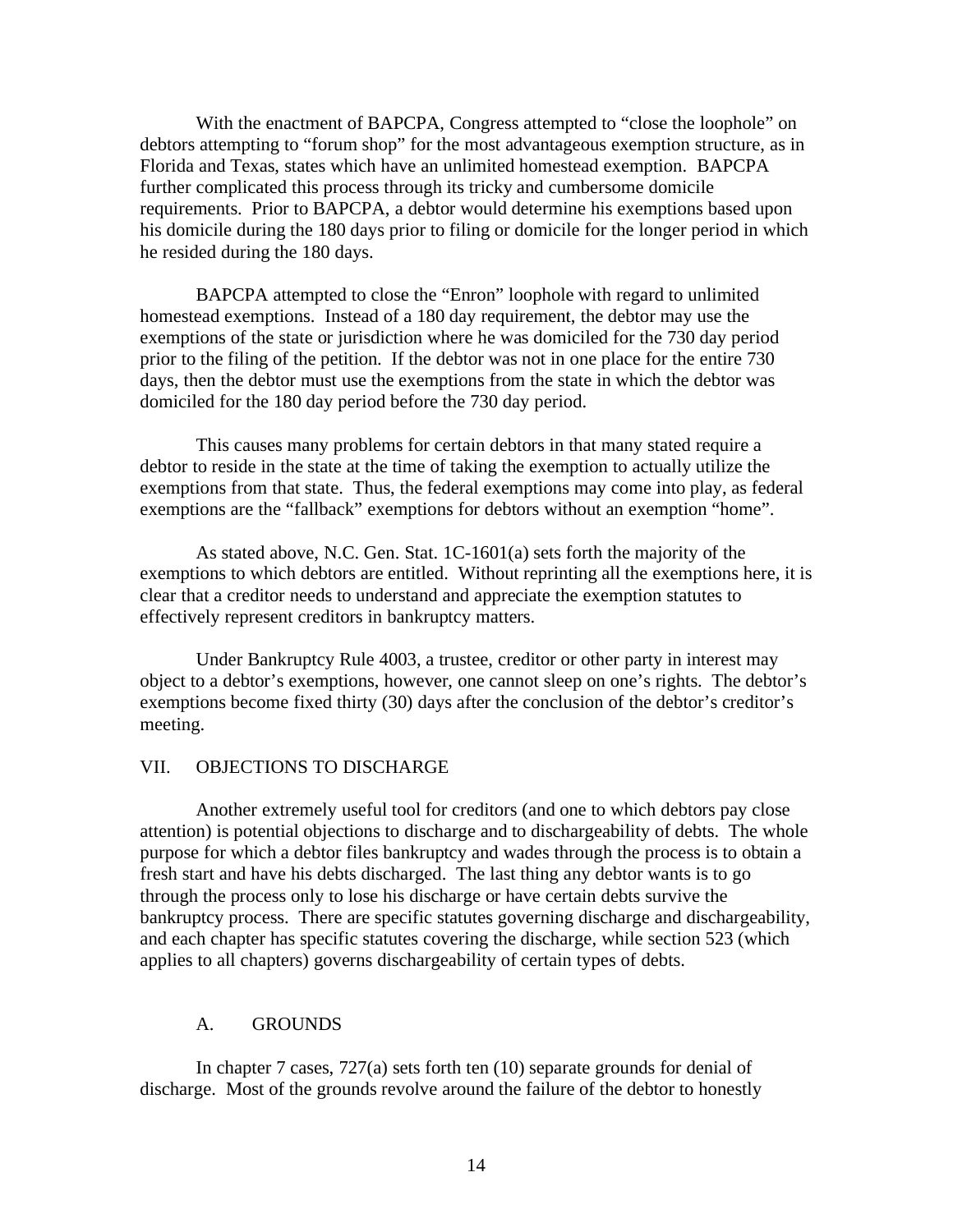With the enactment of BAPCPA, Congress attempted to "close the loophole" on debtors attempting to "forum shop" for the most advantageous exemption structure, as in Florida and Texas, states which have an unlimited homestead exemption. BAPCPA further complicated this process through its tricky and cumbersome domicile requirements. Prior to BAPCPA, a debtor would determine his exemptions based upon his domicile during the 180 days prior to filing or domicile for the longer period in which he resided during the 180 days.

BAPCPA attempted to close the "Enron" loophole with regard to unlimited homestead exemptions. Instead of a 180 day requirement, the debtor may use the exemptions of the state or jurisdiction where he was domiciled for the 730 day period prior to the filing of the petition. If the debtor was not in one place for the entire 730 days, then the debtor must use the exemptions from the state in which the debtor was domiciled for the 180 day period before the 730 day period.

This causes many problems for certain debtors in that many stated require a debtor to reside in the state at the time of taking the exemption to actually utilize the exemptions from that state. Thus, the federal exemptions may come into play, as federal exemptions are the "fallback" exemptions for debtors without an exemption "home".

As stated above, N.C. Gen. Stat. 1C-1601(a) sets forth the majority of the exemptions to which debtors are entitled. Without reprinting all the exemptions here, it is clear that a creditor needs to understand and appreciate the exemption statutes to effectively represent creditors in bankruptcy matters.

Under Bankruptcy Rule 4003, a trustee, creditor or other party in interest may object to a debtor's exemptions, however, one cannot sleep on one's rights. The debtor's exemptions become fixed thirty (30) days after the conclusion of the debtor's creditor's meeting.

## VII. OBJECTIONS TO DISCHARGE

Another extremely useful tool for creditors (and one to which debtors pay close attention) is potential objections to discharge and to dischargeability of debts. The whole purpose for which a debtor files bankruptcy and wades through the process is to obtain a fresh start and have his debts discharged. The last thing any debtor wants is to go through the process only to lose his discharge or have certain debts survive the bankruptcy process. There are specific statutes governing discharge and dischargeability, and each chapter has specific statutes covering the discharge, while section 523 (which applies to all chapters) governs dischargeability of certain types of debts.

### A. GROUNDS

In chapter 7 cases, 727(a) sets forth ten (10) separate grounds for denial of discharge. Most of the grounds revolve around the failure of the debtor to honestly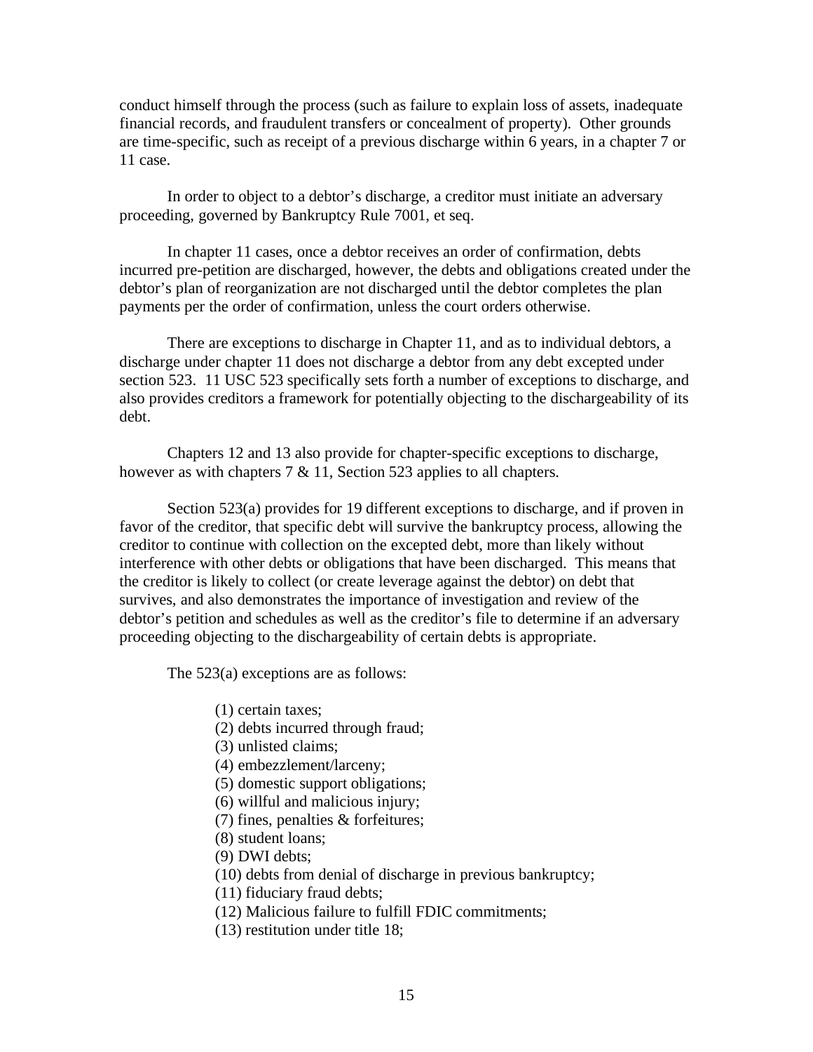conduct himself through the process (such as failure to explain loss of assets, inadequate financial records, and fraudulent transfers or concealment of property). Other grounds are time-specific, such as receipt of a previous discharge within 6 years, in a chapter 7 or 11 case.

In order to object to a debtor's discharge, a creditor must initiate an adversary proceeding, governed by Bankruptcy Rule 7001, et seq.

In chapter 11 cases, once a debtor receives an order of confirmation, debts incurred pre-petition are discharged, however, the debts and obligations created under the debtor's plan of reorganization are not discharged until the debtor completes the plan payments per the order of confirmation, unless the court orders otherwise.

There are exceptions to discharge in Chapter 11, and as to individual debtors, a discharge under chapter 11 does not discharge a debtor from any debt excepted under section 523. 11 USC 523 specifically sets forth a number of exceptions to discharge, and also provides creditors a framework for potentially objecting to the dischargeability of its debt.

Chapters 12 and 13 also provide for chapter-specific exceptions to discharge, however as with chapters 7 & 11, Section 523 applies to all chapters.

Section 523(a) provides for 19 different exceptions to discharge, and if proven in favor of the creditor, that specific debt will survive the bankruptcy process, allowing the creditor to continue with collection on the excepted debt, more than likely without interference with other debts or obligations that have been discharged. This means that the creditor is likely to collect (or create leverage against the debtor) on debt that survives, and also demonstrates the importance of investigation and review of the debtor's petition and schedules as well as the creditor's file to determine if an adversary proceeding objecting to the dischargeability of certain debts is appropriate.

The 523(a) exceptions are as follows:

(1) certain taxes;
(2) debts incurred through fraud;
(3) unlisted claims;
(4) embezzlement/larceny;
(5) domestic support obligations;
(6) willful and malicious injury;
(7) fines, penalties & forfeitures;
(8) student loans;
(9) DWI debts;
(10) debts from denial of discharge in previous bankruptcy;
(11) fiduciary fraud debts;
(12) Malicious failure to fulfill FDIC commitments;
(13) restitution under title 18;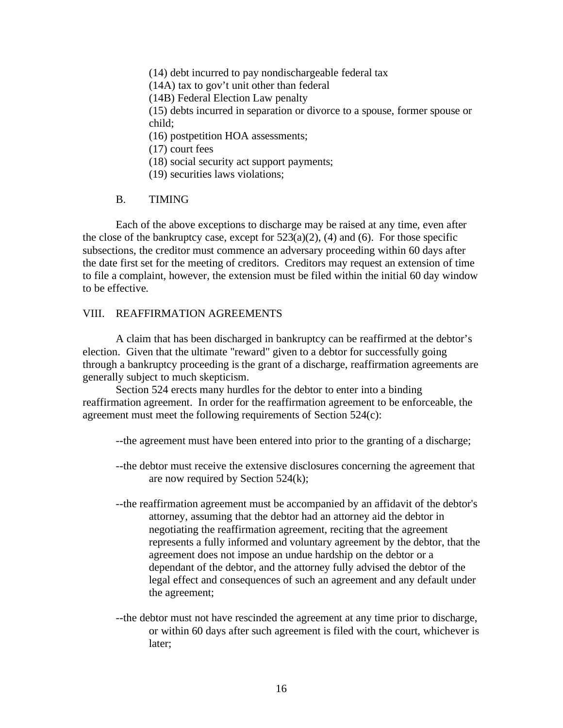(14) debt incurred to pay nondischargeable federal tax
(14A) tax to gov't unit other than federal
(14B) Federal Election Law penalty
(15) debts incurred in separation or divorce to a spouse, former spouse or child;
(16) postpetition HOA assessments;
(17) court fees
(18) social security act support payments;
(19) securities laws violations;

### B. TIMING

Each of the above exceptions to discharge may be raised at any time, even after the close of the bankruptcy case, except for 523(a)(2), (4) and (6). For those specific subsections, the creditor must commence an adversary proceeding within 60 days after the date first set for the meeting of creditors. Creditors may request an extension of time to file a complaint, however, the extension must be filed within the initial 60 day window to be effective.

## VIII. REAFFIRMATION AGREEMENTS

A claim that has been discharged in bankruptcy can be reaffirmed at the debtor's election. Given that the ultimate "reward" given to a debtor for successfully going through a bankruptcy proceeding is the grant of a discharge, reaffirmation agreements are generally subject to much skepticism.

Section 524 erects many hurdles for the debtor to enter into a binding reaffirmation agreement. In order for the reaffirmation agreement to be enforceable, the agreement must meet the following requirements of Section 524(c):

--the agreement must have been entered into prior to the granting of a discharge;

--the debtor must receive the extensive disclosures concerning the agreement that are now required by Section 524(k);

--the reaffirmation agreement must be accompanied by an affidavit of the debtor's attorney, assuming that the debtor had an attorney aid the debtor in negotiating the reaffirmation agreement, reciting that the agreement represents a fully informed and voluntary agreement by the debtor, that the agreement does not impose an undue hardship on the debtor or a dependant of the debtor, and the attorney fully advised the debtor of the legal effect and consequences of such an agreement and any default under the agreement;

--the debtor must not have rescinded the agreement at any time prior to discharge, or within 60 days after such agreement is filed with the court, whichever is later;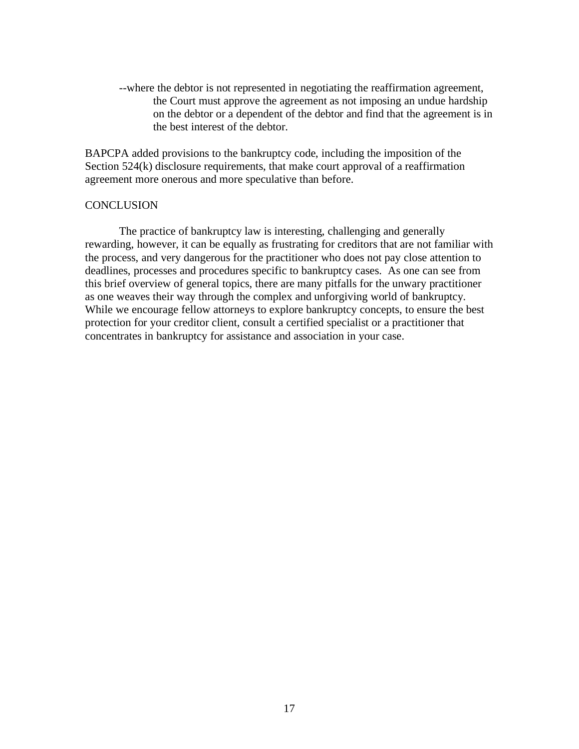--where the debtor is not represented in negotiating the reaffirmation agreement, the Court must approve the agreement as not imposing an undue hardship on the debtor or a dependent of the debtor and find that the agreement is in the best interest of the debtor.

BAPCPA added provisions to the bankruptcy code, including the imposition of the Section 524(k) disclosure requirements, that make court approval of a reaffirmation agreement more onerous and more speculative than before.

CONCLUSION

The practice of bankruptcy law is interesting, challenging and generally rewarding, however, it can be equally as frustrating for creditors that are not familiar with the process, and very dangerous for the practitioner who does not pay close attention to deadlines, processes and procedures specific to bankruptcy cases. As one can see from this brief overview of general topics, there are many pitfalls for the unwary practitioner as one weaves their way through the complex and unforgiving world of bankruptcy. While we encourage fellow attorneys to explore bankruptcy concepts, to ensure the best protection for your creditor client, consult a certified specialist or a practitioner that concentrates in bankruptcy for assistance and association in your case.